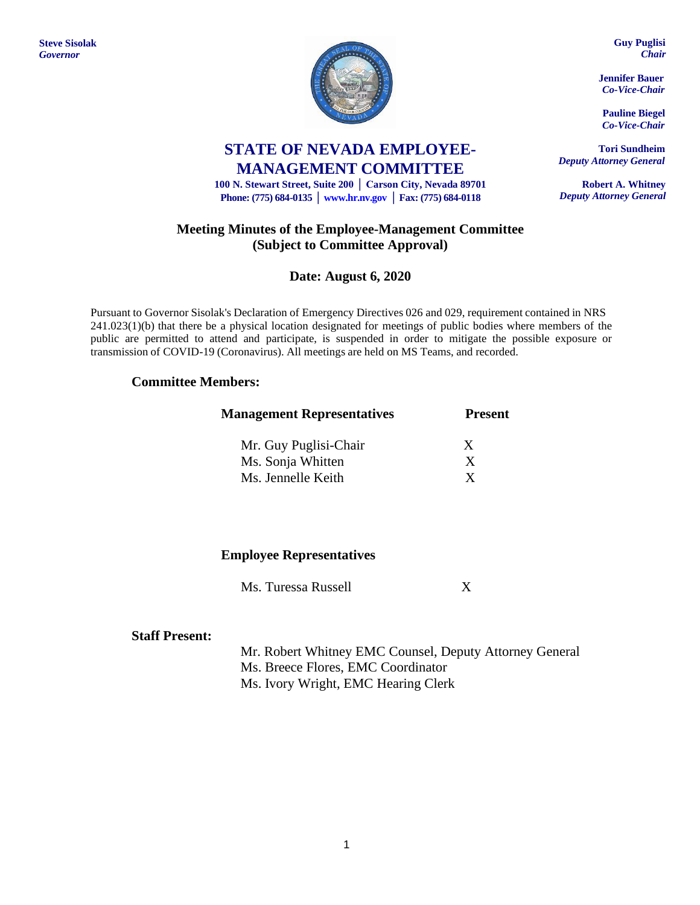**Steve Sisolak**
*Governor*

**Guy Puglisi**
*Chair*

**Jennifer Bauer**
*Co-Vice-Chair*

**Pauline Biegel**
*Co-Vice-Chair*

**Tori Sundheim**
*Deputy Attorney General*

**Robert A. Whitney**
*Deputy Attorney General*

# STATE OF NEVADA EMPLOYEE-MANAGEMENT COMMITTEE

**100 N. Stewart Street, Suite 200 │ Carson City, Nevada 89701**
**Phone: (775) 684-0135 │ www.hr.nv.gov │ Fax: (775) 684-0118**

## Meeting Minutes of the Employee-Management Committee (Subject to Committee Approval)

### Date: August 6, 2020

Pursuant to Governor Sisolak's Declaration of Emergency Directives 026 and 029, requirement contained in NRS 241.023(1)(b) that there be a physical location designated for meetings of public bodies where members of the public are permitted to attend and participate, is suspended in order to mitigate the possible exposure or transmission of COVID-19 (Coronavirus). All meetings are held on MS Teams, and recorded.

**Committee Members:**

| Management Representatives | Present |
|---|---|
| Mr. Guy Puglisi-Chair | X |
| Ms. Sonja Whitten | X |
| Ms. Jennelle Keith | X |

| Employee Representatives | |
|---|---|
| Ms. Turessa Russell | X |

**Staff Present:**

Mr. Robert Whitney EMC Counsel, Deputy Attorney General
Ms. Breece Flores, EMC Coordinator
Ms. Ivory Wright, EMC Hearing Clerk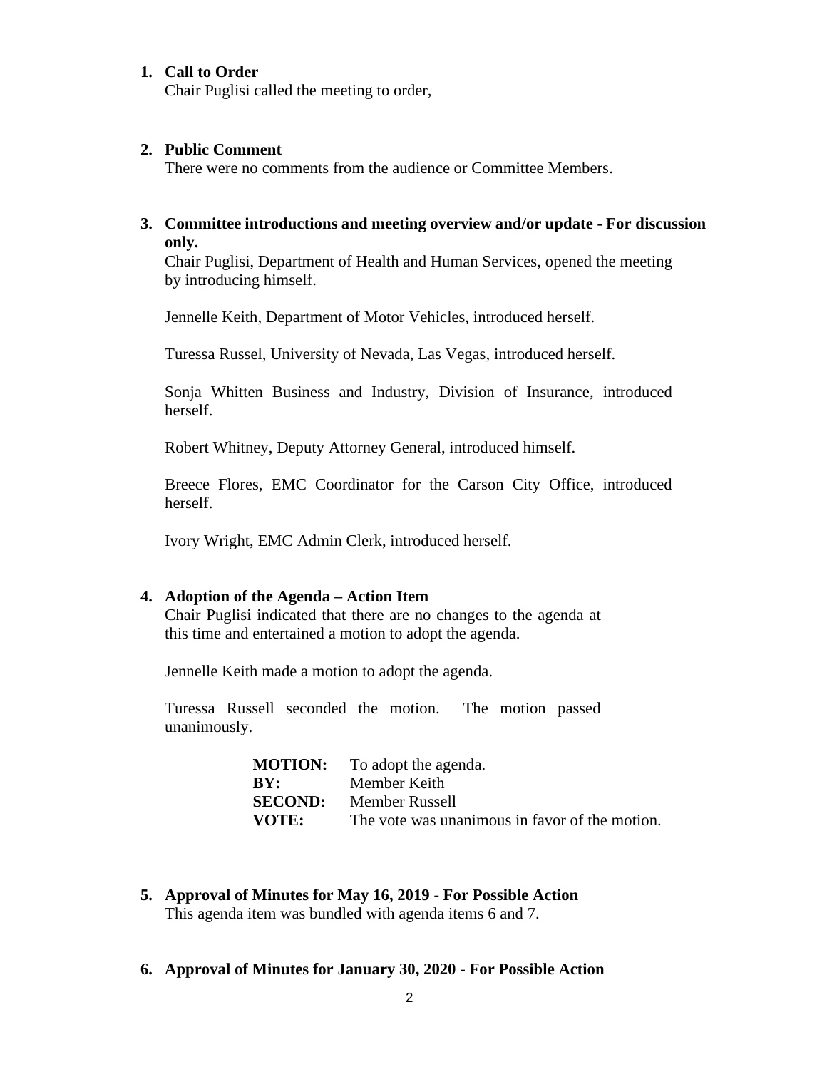1. **Call to Order**

   Chair Puglisi called the meeting to order,

2. **Public Comment**

   There were no comments from the audience or Committee Members.

3. **Committee introductions and meeting overview and/or update - For discussion only.**

   Chair Puglisi, Department of Health and Human Services, opened the meeting by introducing himself.

   Jennelle Keith, Department of Motor Vehicles, introduced herself.

   Turessa Russel, University of Nevada, Las Vegas, introduced herself.

   Sonja Whitten Business and Industry, Division of Insurance, introduced herself.

   Robert Whitney, Deputy Attorney General, introduced himself.

   Breece Flores, EMC Coordinator for the Carson City Office, introduced herself.

   Ivory Wright, EMC Admin Clerk, introduced herself.

4. **Adoption of the Agenda – Action Item**

   Chair Puglisi indicated that there are no changes to the agenda at this time and entertained a motion to adopt the agenda.

   Jennelle Keith made a motion to adopt the agenda.

   Turessa Russell seconded the motion. The motion passed unanimously.

   | | |
   |---|---|
   | **MOTION:** | To adopt the agenda. |
   | **BY:** | Member Keith |
   | **SECOND:** | Member Russell |
   | **VOTE:** | The vote was unanimous in favor of the motion. |

5. **Approval of Minutes for May 16, 2019 - For Possible Action**

   This agenda item was bundled with agenda items 6 and 7.

6. **Approval of Minutes for January 30, 2020 - For Possible Action**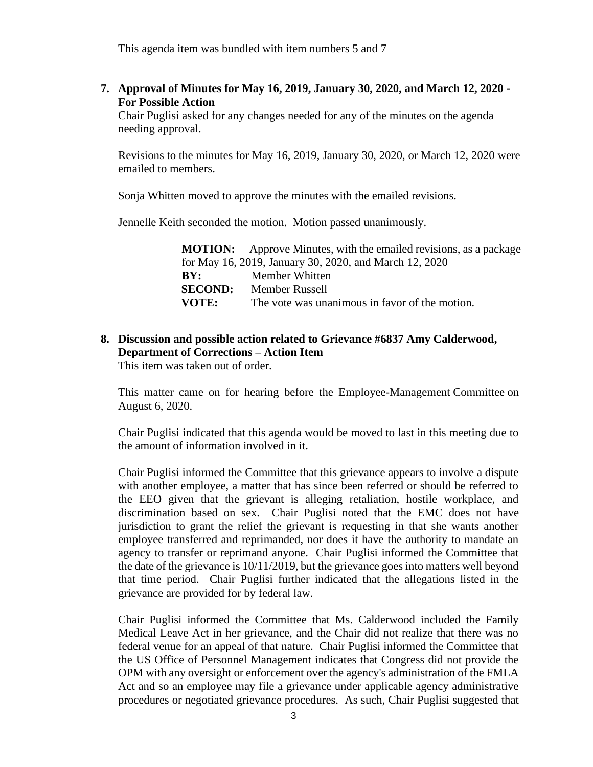This agenda item was bundled with item numbers 5 and 7

**7. Approval of Minutes for May 16, 2019, January 30, 2020, and March 12, 2020 - For Possible Action**

Chair Puglisi asked for any changes needed for any of the minutes on the agenda needing approval.

Revisions to the minutes for May 16, 2019, January 30, 2020, or March 12, 2020 were emailed to members.

Sonja Whitten moved to approve the minutes with the emailed revisions.

Jennelle Keith seconded the motion. Motion passed unanimously.

> **MOTION:** Approve Minutes, with the emailed revisions, as a package for May 16, 2019, January 30, 2020, and March 12, 2020
> **BY:** Member Whitten
> **SECOND:** Member Russell
> **VOTE:** The vote was unanimous in favor of the motion.

**8. Discussion and possible action related to Grievance #6837 Amy Calderwood, Department of Corrections – Action Item**

This item was taken out of order.

This matter came on for hearing before the Employee-Management Committee on August 6, 2020.

Chair Puglisi indicated that this agenda would be moved to last in this meeting due to the amount of information involved in it.

Chair Puglisi informed the Committee that this grievance appears to involve a dispute with another employee, a matter that has since been referred or should be referred to the EEO given that the grievant is alleging retaliation, hostile workplace, and discrimination based on sex. Chair Puglisi noted that the EMC does not have jurisdiction to grant the relief the grievant is requesting in that she wants another employee transferred and reprimanded, nor does it have the authority to mandate an agency to transfer or reprimand anyone. Chair Puglisi informed the Committee that the date of the grievance is 10/11/2019, but the grievance goes into matters well beyond that time period. Chair Puglisi further indicated that the allegations listed in the grievance are provided for by federal law.

Chair Puglisi informed the Committee that Ms. Calderwood included the Family Medical Leave Act in her grievance, and the Chair did not realize that there was no federal venue for an appeal of that nature. Chair Puglisi informed the Committee that the US Office of Personnel Management indicates that Congress did not provide the OPM with any oversight or enforcement over the agency's administration of the FMLA Act and so an employee may file a grievance under applicable agency administrative procedures or negotiated grievance procedures. As such, Chair Puglisi suggested that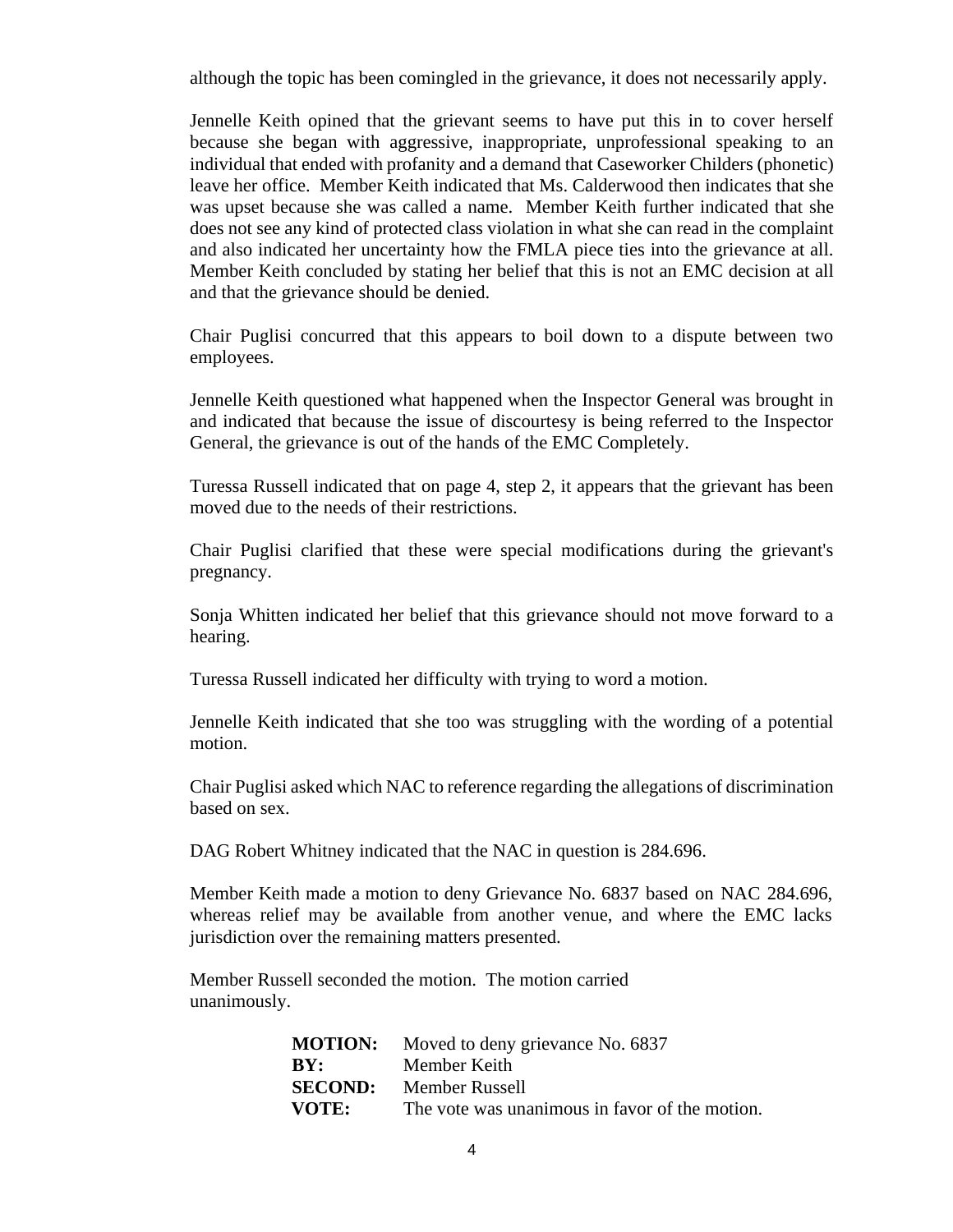although the topic has been comingled in the grievance, it does not necessarily apply.

Jennelle Keith opined that the grievant seems to have put this in to cover herself because she began with aggressive, inappropriate, unprofessional speaking to an individual that ended with profanity and a demand that Caseworker Childers (phonetic) leave her office. Member Keith indicated that Ms. Calderwood then indicates that she was upset because she was called a name. Member Keith further indicated that she does not see any kind of protected class violation in what she can read in the complaint and also indicated her uncertainty how the FMLA piece ties into the grievance at all. Member Keith concluded by stating her belief that this is not an EMC decision at all and that the grievance should be denied.

Chair Puglisi concurred that this appears to boil down to a dispute between two employees.

Jennelle Keith questioned what happened when the Inspector General was brought in and indicated that because the issue of discourtesy is being referred to the Inspector General, the grievance is out of the hands of the EMC Completely.

Turessa Russell indicated that on page 4, step 2, it appears that the grievant has been moved due to the needs of their restrictions.

Chair Puglisi clarified that these were special modifications during the grievant's pregnancy.

Sonja Whitten indicated her belief that this grievance should not move forward to a hearing.

Turessa Russell indicated her difficulty with trying to word a motion.

Jennelle Keith indicated that she too was struggling with the wording of a potential motion.

Chair Puglisi asked which NAC to reference regarding the allegations of discrimination based on sex.

DAG Robert Whitney indicated that the NAC in question is 284.696.

Member Keith made a motion to deny Grievance No. 6837 based on NAC 284.696, whereas relief may be available from another venue, and where the EMC lacks jurisdiction over the remaining matters presented.

Member Russell seconded the motion. The motion carried unanimously.

| | |
|---|---|
| **MOTION:** | Moved to deny grievance No. 6837 |
| **BY:** | Member Keith |
| **SECOND:** | Member Russell |
| **VOTE:** | The vote was unanimous in favor of the motion. |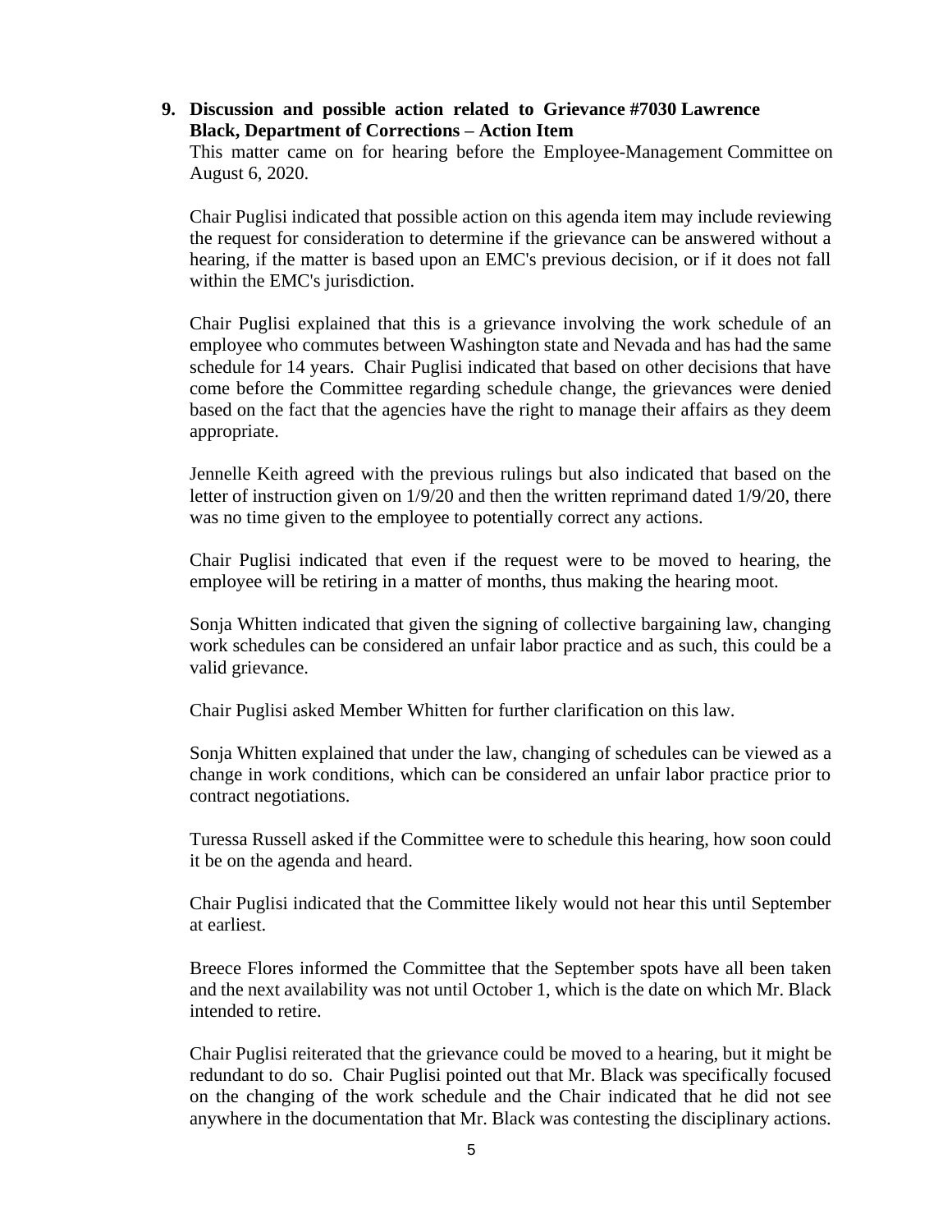**9. Discussion and possible action related to Grievance #7030 Lawrence Black, Department of Corrections – Action Item**

This matter came on for hearing before the Employee-Management Committee on August 6, 2020.

Chair Puglisi indicated that possible action on this agenda item may include reviewing the request for consideration to determine if the grievance can be answered without a hearing, if the matter is based upon an EMC's previous decision, or if it does not fall within the EMC's jurisdiction.

Chair Puglisi explained that this is a grievance involving the work schedule of an employee who commutes between Washington state and Nevada and has had the same schedule for 14 years. Chair Puglisi indicated that based on other decisions that have come before the Committee regarding schedule change, the grievances were denied based on the fact that the agencies have the right to manage their affairs as they deem appropriate.

Jennelle Keith agreed with the previous rulings but also indicated that based on the letter of instruction given on 1/9/20 and then the written reprimand dated 1/9/20, there was no time given to the employee to potentially correct any actions.

Chair Puglisi indicated that even if the request were to be moved to hearing, the employee will be retiring in a matter of months, thus making the hearing moot.

Sonja Whitten indicated that given the signing of collective bargaining law, changing work schedules can be considered an unfair labor practice and as such, this could be a valid grievance.

Chair Puglisi asked Member Whitten for further clarification on this law.

Sonja Whitten explained that under the law, changing of schedules can be viewed as a change in work conditions, which can be considered an unfair labor practice prior to contract negotiations.

Turessa Russell asked if the Committee were to schedule this hearing, how soon could it be on the agenda and heard.

Chair Puglisi indicated that the Committee likely would not hear this until September at earliest.

Breece Flores informed the Committee that the September spots have all been taken and the next availability was not until October 1, which is the date on which Mr. Black intended to retire.

Chair Puglisi reiterated that the grievance could be moved to a hearing, but it might be redundant to do so. Chair Puglisi pointed out that Mr. Black was specifically focused on the changing of the work schedule and the Chair indicated that he did not see anywhere in the documentation that Mr. Black was contesting the disciplinary actions.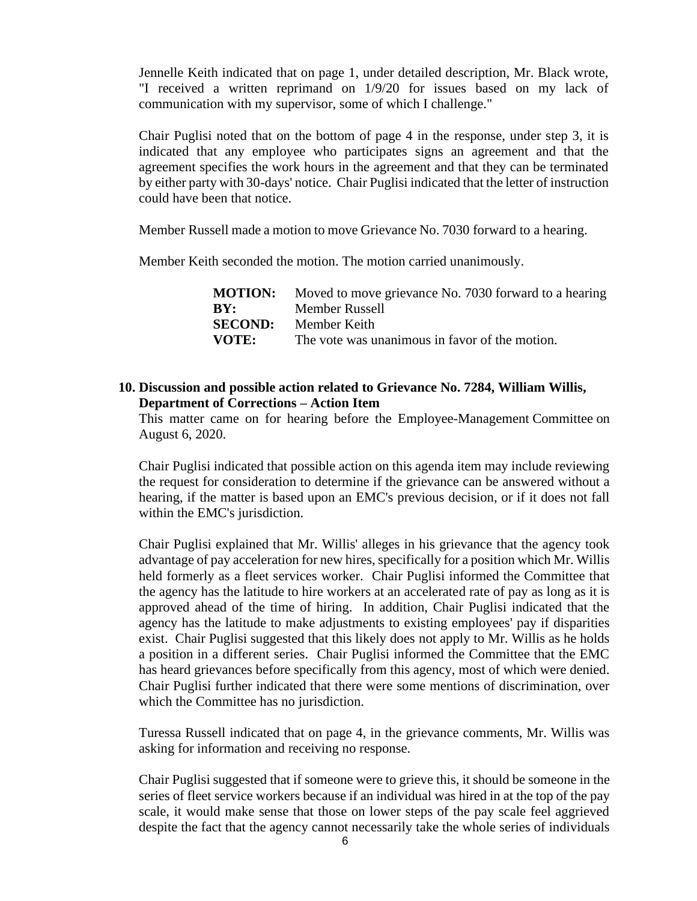Jennelle Keith indicated that on page 1, under detailed description, Mr. Black wrote, "I received a written reprimand on 1/9/20 for issues based on my lack of communication with my supervisor, some of which I challenge."

Chair Puglisi noted that on the bottom of page 4 in the response, under step 3, it is indicated that any employee who participates signs an agreement and that the agreement specifies the work hours in the agreement and that they can be terminated by either party with 30-days' notice. Chair Puglisi indicated that the letter of instruction could have been that notice.

Member Russell made a motion to move Grievance No. 7030 forward to a hearing.

Member Keith seconded the motion. The motion carried unanimously.

| | |
|---|---|
| **MOTION:** | Moved to move grievance No. 7030 forward to a hearing |
| **BY:** | Member Russell |
| **SECOND:** | Member Keith |
| **VOTE:** | The vote was unanimous in favor of the motion. |

**10. Discussion and possible action related to Grievance No. 7284, William Willis, Department of Corrections – Action Item**

This matter came on for hearing before the Employee-Management Committee on August 6, 2020.

Chair Puglisi indicated that possible action on this agenda item may include reviewing the request for consideration to determine if the grievance can be answered without a hearing, if the matter is based upon an EMC's previous decision, or if it does not fall within the EMC's jurisdiction.

Chair Puglisi explained that Mr. Willis' alleges in his grievance that the agency took advantage of pay acceleration for new hires, specifically for a position which Mr. Willis held formerly as a fleet services worker. Chair Puglisi informed the Committee that the agency has the latitude to hire workers at an accelerated rate of pay as long as it is approved ahead of the time of hiring. In addition, Chair Puglisi indicated that the agency has the latitude to make adjustments to existing employees' pay if disparities exist. Chair Puglisi suggested that this likely does not apply to Mr. Willis as he holds a position in a different series. Chair Puglisi informed the Committee that the EMC has heard grievances before specifically from this agency, most of which were denied. Chair Puglisi further indicated that there were some mentions of discrimination, over which the Committee has no jurisdiction.

Turessa Russell indicated that on page 4, in the grievance comments, Mr. Willis was asking for information and receiving no response.

Chair Puglisi suggested that if someone were to grieve this, it should be someone in the series of fleet service workers because if an individual was hired in at the top of the pay scale, it would make sense that those on lower steps of the pay scale feel aggrieved despite the fact that the agency cannot necessarily take the whole series of individuals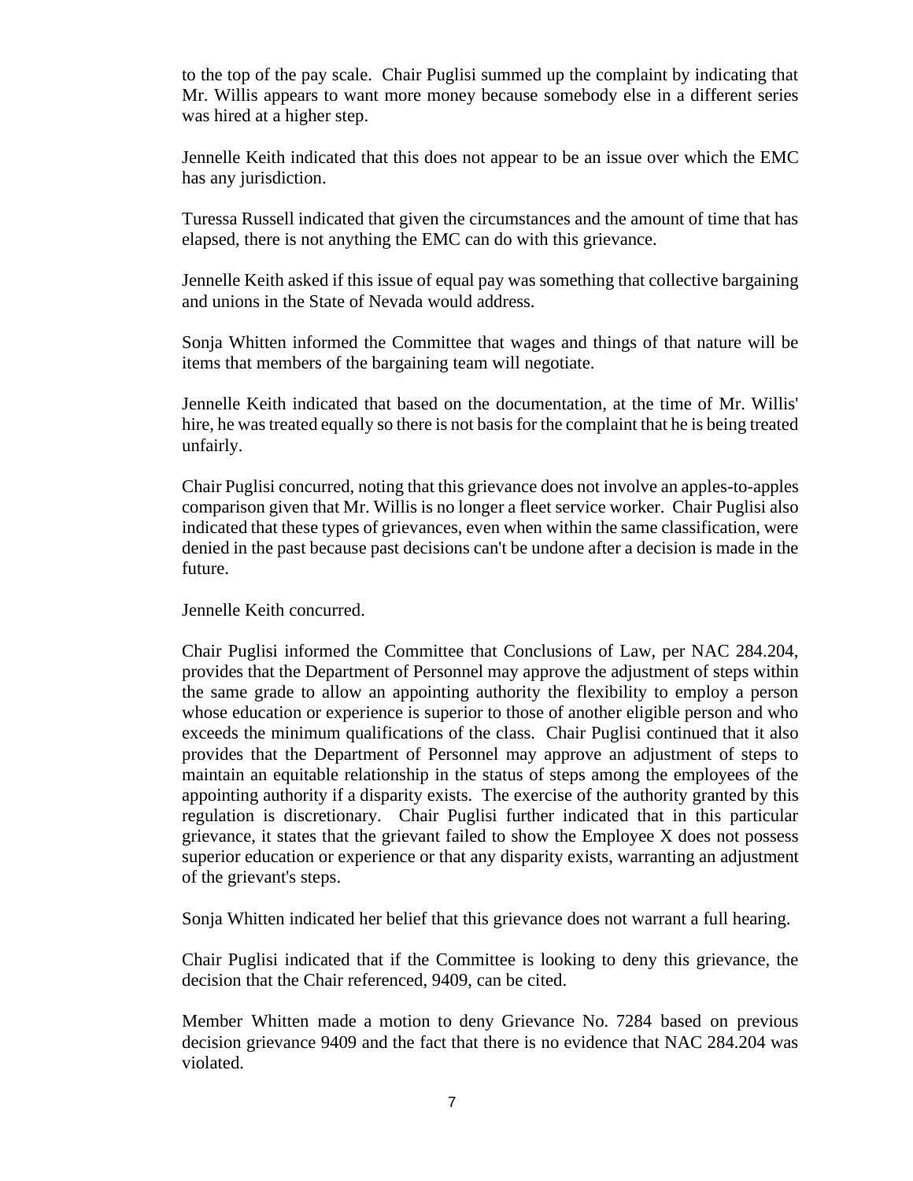to the top of the pay scale. Chair Puglisi summed up the complaint by indicating that Mr. Willis appears to want more money because somebody else in a different series was hired at a higher step.

Jennelle Keith indicated that this does not appear to be an issue over which the EMC has any jurisdiction.

Turessa Russell indicated that given the circumstances and the amount of time that has elapsed, there is not anything the EMC can do with this grievance.

Jennelle Keith asked if this issue of equal pay was something that collective bargaining and unions in the State of Nevada would address.

Sonja Whitten informed the Committee that wages and things of that nature will be items that members of the bargaining team will negotiate.

Jennelle Keith indicated that based on the documentation, at the time of Mr. Willis' hire, he was treated equally so there is not basis for the complaint that he is being treated unfairly.

Chair Puglisi concurred, noting that this grievance does not involve an apples-to-apples comparison given that Mr. Willis is no longer a fleet service worker. Chair Puglisi also indicated that these types of grievances, even when within the same classification, were denied in the past because past decisions can't be undone after a decision is made in the future.

Jennelle Keith concurred.

Chair Puglisi informed the Committee that Conclusions of Law, per NAC 284.204, provides that the Department of Personnel may approve the adjustment of steps within the same grade to allow an appointing authority the flexibility to employ a person whose education or experience is superior to those of another eligible person and who exceeds the minimum qualifications of the class. Chair Puglisi continued that it also provides that the Department of Personnel may approve an adjustment of steps to maintain an equitable relationship in the status of steps among the employees of the appointing authority if a disparity exists. The exercise of the authority granted by this regulation is discretionary. Chair Puglisi further indicated that in this particular grievance, it states that the grievant failed to show the Employee X does not possess superior education or experience or that any disparity exists, warranting an adjustment of the grievant's steps.

Sonja Whitten indicated her belief that this grievance does not warrant a full hearing.

Chair Puglisi indicated that if the Committee is looking to deny this grievance, the decision that the Chair referenced, 9409, can be cited.

Member Whitten made a motion to deny Grievance No. 7284 based on previous decision grievance 9409 and the fact that there is no evidence that NAC 284.204 was violated.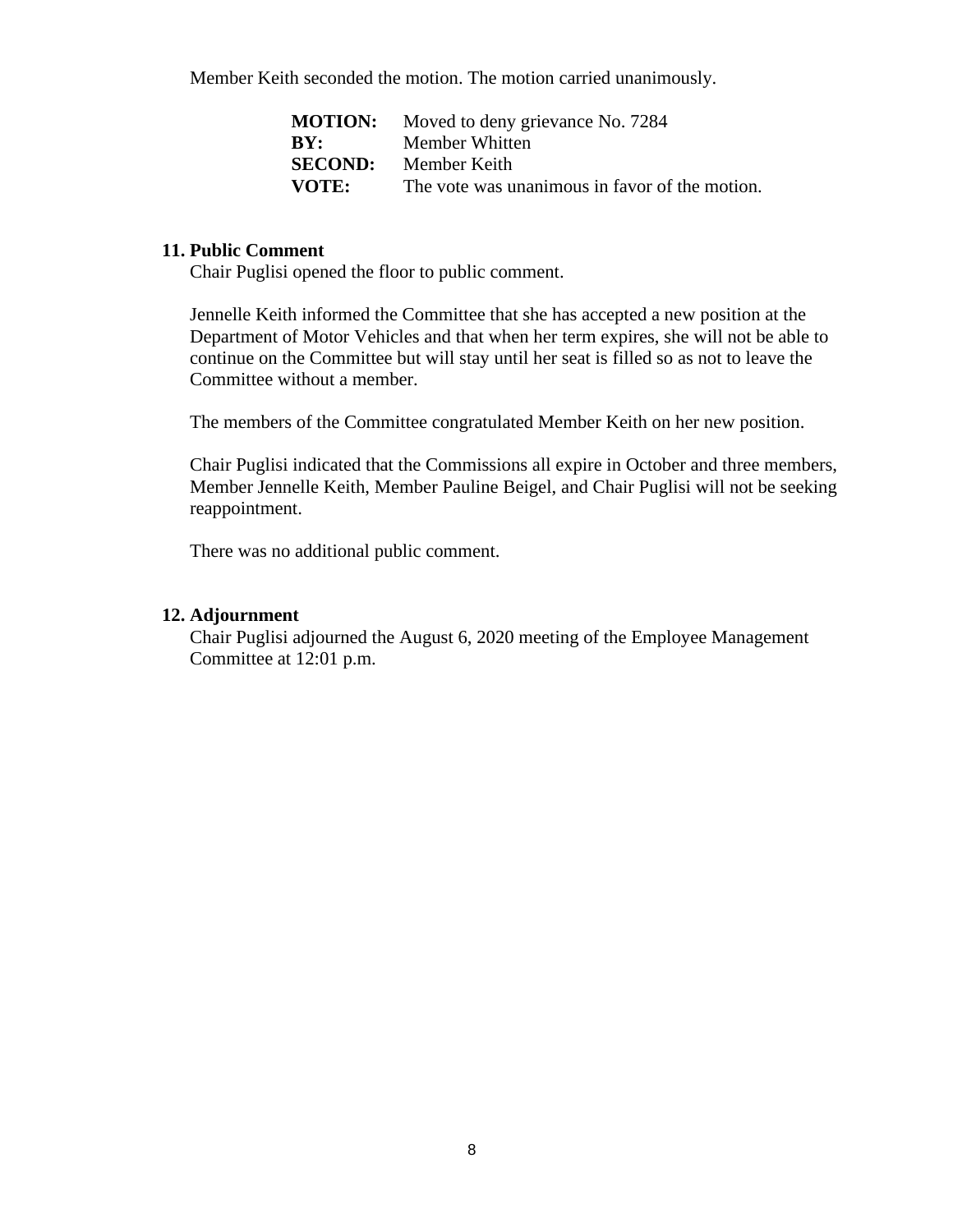Member Keith seconded the motion. The motion carried unanimously.

| | |
|---|---|
| **MOTION:** | Moved to deny grievance No. 7284 |
| **BY:** | Member Whitten |
| **SECOND:** | Member Keith |
| **VOTE:** | The vote was unanimous in favor of the motion. |

## 11. Public Comment

Chair Puglisi opened the floor to public comment.

Jennelle Keith informed the Committee that she has accepted a new position at the Department of Motor Vehicles and that when her term expires, she will not be able to continue on the Committee but will stay until her seat is filled so as not to leave the Committee without a member.

The members of the Committee congratulated Member Keith on her new position.

Chair Puglisi indicated that the Commissions all expire in October and three members, Member Jennelle Keith, Member Pauline Beigel, and Chair Puglisi will not be seeking reappointment.

There was no additional public comment.

## 12. Adjournment

Chair Puglisi adjourned the August 6, 2020 meeting of the Employee Management Committee at 12:01 p.m.